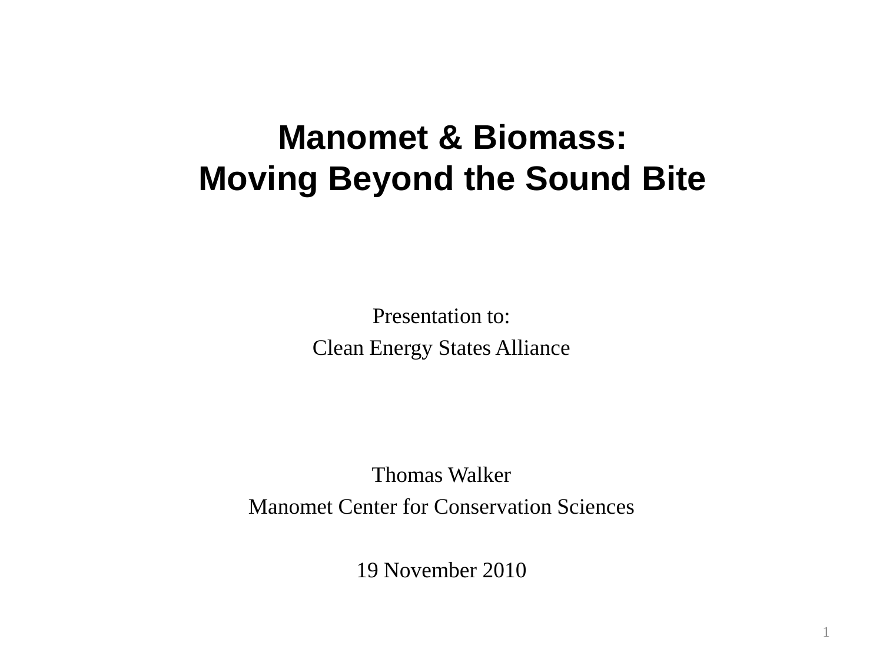# Manomet & Biomass:
# Moving Beyond the Sound Bite

Presentation to:

Clean Energy States Alliance

Thomas Walker

Manomet Center for Conservation Sciences

19 November 2010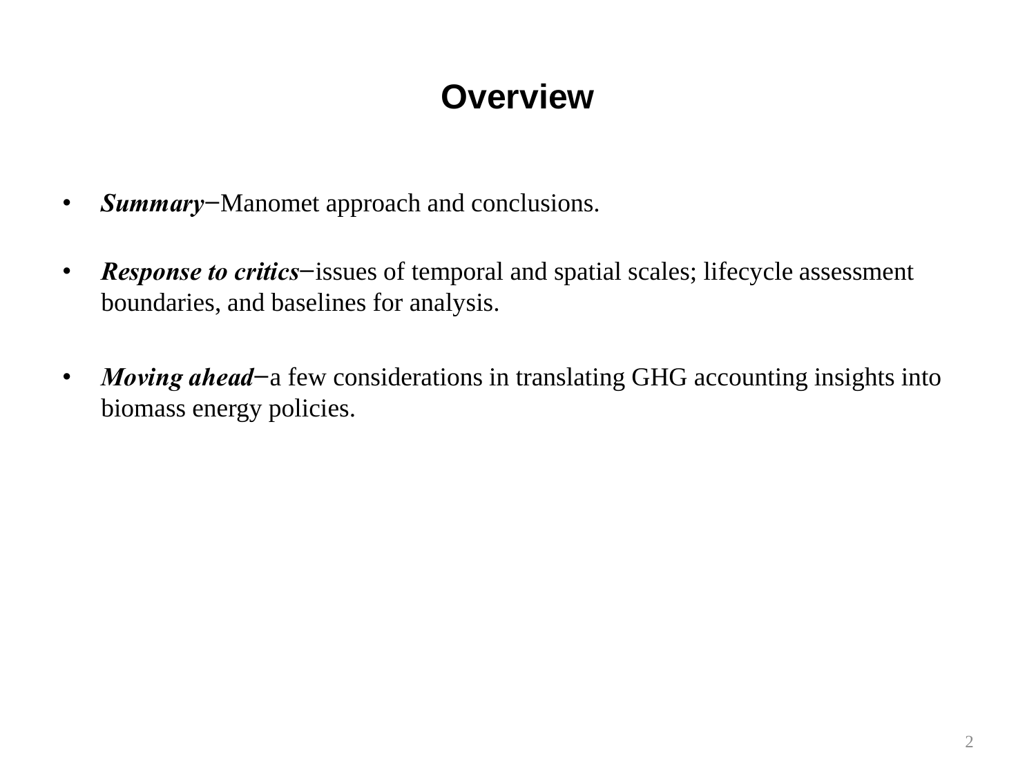# Overview

- ***Summary***−Manomet approach and conclusions.
- ***Response to critics***−issues of temporal and spatial scales; lifecycle assessment boundaries, and baselines for analysis.
- ***Moving ahead***−a few considerations in translating GHG accounting insights into biomass energy policies.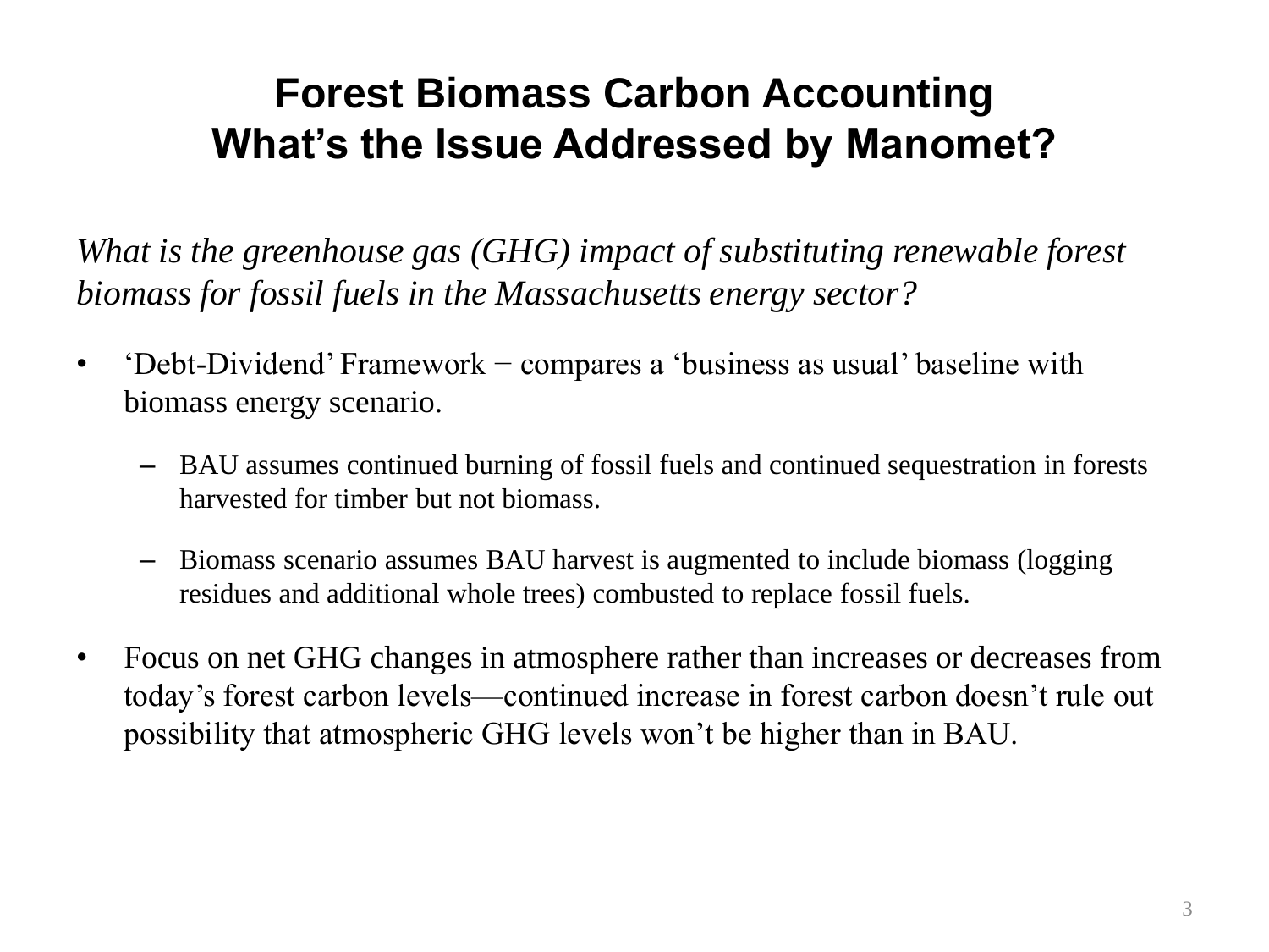# Forest Biomass Carbon Accounting
# What's the Issue Addressed by Manomet?

*What is the greenhouse gas (GHG) impact of substituting renewable forest biomass for fossil fuels in the Massachusetts energy sector?*

- 'Debt-Dividend' Framework − compares a 'business as usual' baseline with biomass energy scenario.
  - BAU assumes continued burning of fossil fuels and continued sequestration in forests harvested for timber but not biomass.
  - Biomass scenario assumes BAU harvest is augmented to include biomass (logging residues and additional whole trees) combusted to replace fossil fuels.
- Focus on net GHG changes in atmosphere rather than increases or decreases from today's forest carbon levels—continued increase in forest carbon doesn't rule out possibility that atmospheric GHG levels won't be higher than in BAU.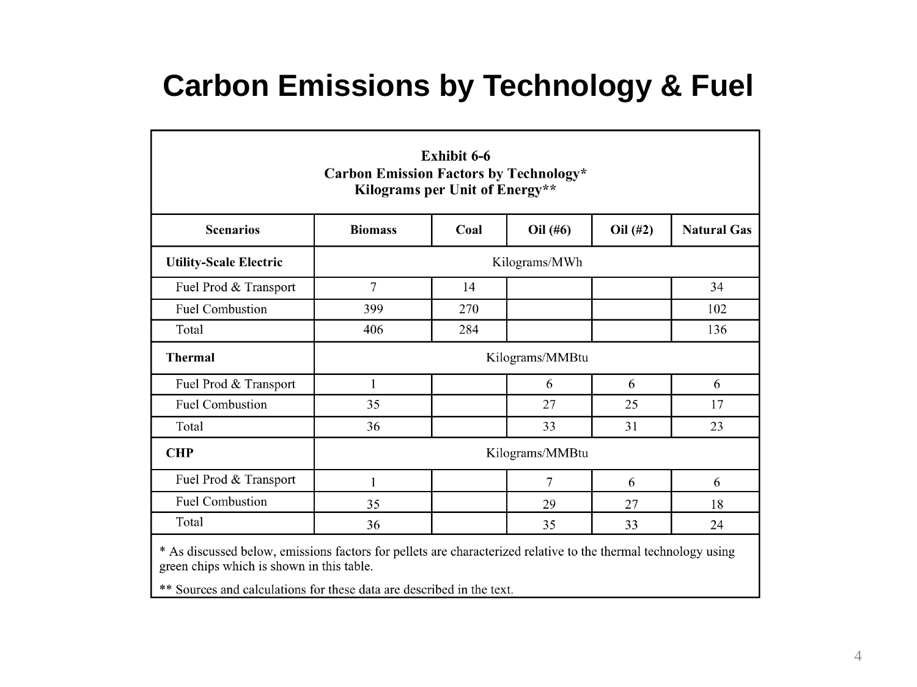# Carbon Emissions by Technology & Fuel

**Exhibit 6-6**
**Carbon Emission Factors by Technology***
**Kilograms per Unit of Energy****

| Scenarios | Biomass | Coal | Oil (#6) | Oil (#2) | Natural Gas |
|---|---|---|---|---|---|
| **Utility-Scale Electric** | Kilograms/MWh | | | | |
| Fuel Prod & Transport | 7 | 14 | | | 34 |
| Fuel Combustion | 399 | 270 | | | 102 |
| Total | 406 | 284 | | | 136 |
| **Thermal** | Kilograms/MMBtu | | | | |
| Fuel Prod & Transport | 1 | | 6 | 6 | 6 |
| Fuel Combustion | 35 | | 27 | 25 | 17 |
| Total | 36 | | 33 | 31 | 23 |
| **CHP** | Kilograms/MMBtu | | | | |
| Fuel Prod & Transport | 1 | | 7 | 6 | 6 |
| Fuel Combustion | 35 | | 29 | 27 | 18 |
| Total | 36 | | 35 | 33 | 24 |

* As discussed below, emissions factors for pellets are characterized relative to the thermal technology using green chips which is shown in this table.

** Sources and calculations for these data are described in the text.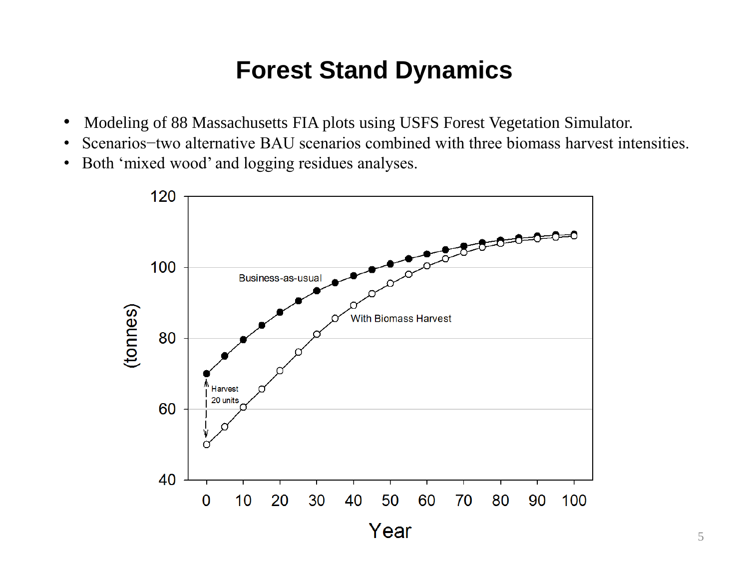# Forest Stand Dynamics

- Modeling of 88 Massachusetts FIA plots using USFS Forest Vegetation Simulator.
- Scenarios−two alternative BAU scenarios combined with three biomass harvest intensities.
- Both 'mixed wood' and logging residues analyses.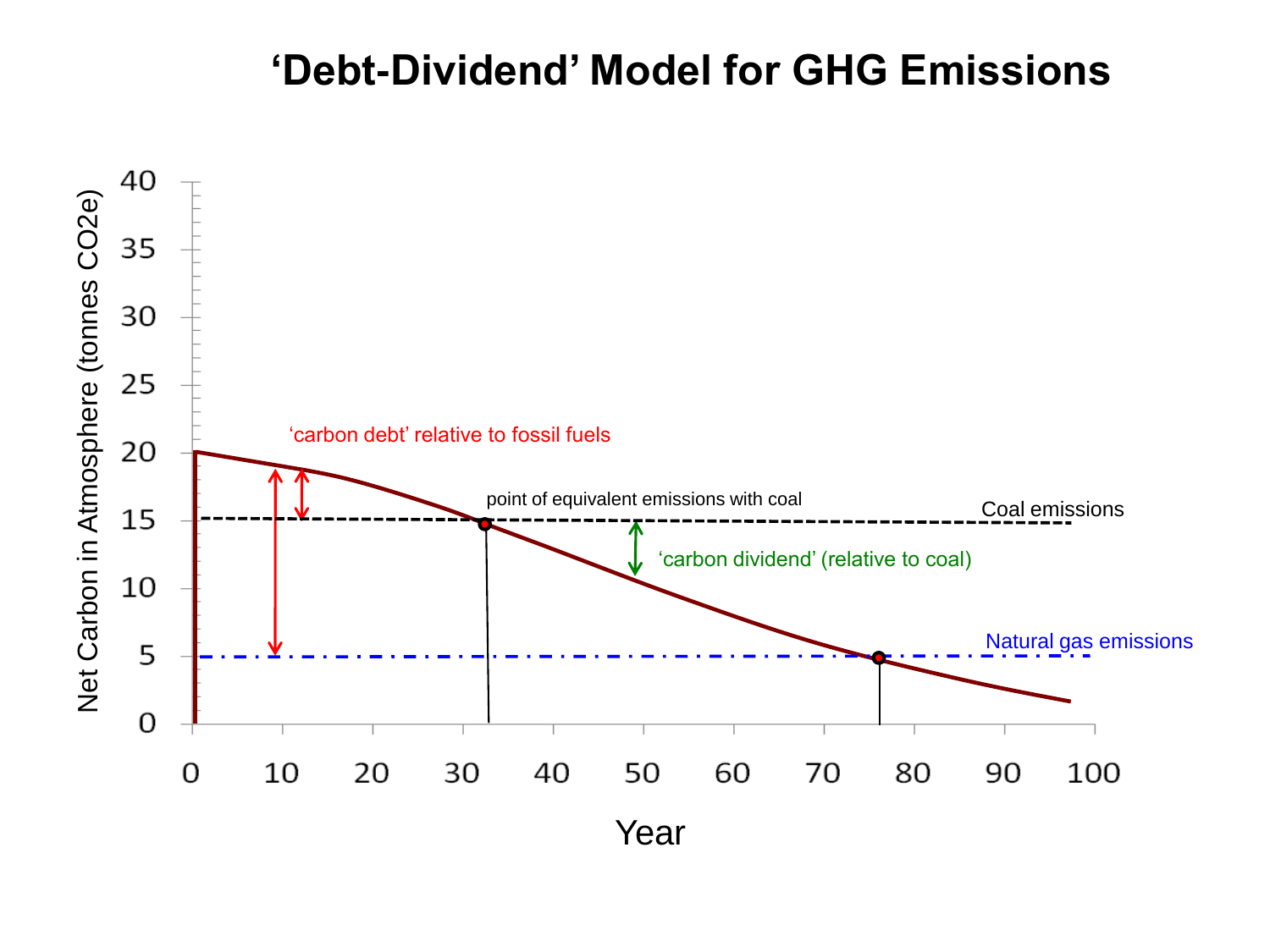# 'Debt-Dividend' Model for GHG Emissions

Net Carbon in Atmosphere (tonnes CO2e)

40
35
30
25
20
15
10
5
0

0 10 20 30 40 50 60 70 80 90 100

Year

'carbon debt' relative to fossil fuels

point of equivalent emissions with coal

Coal emissions

'carbon dividend' (relative to coal)

Natural gas emissions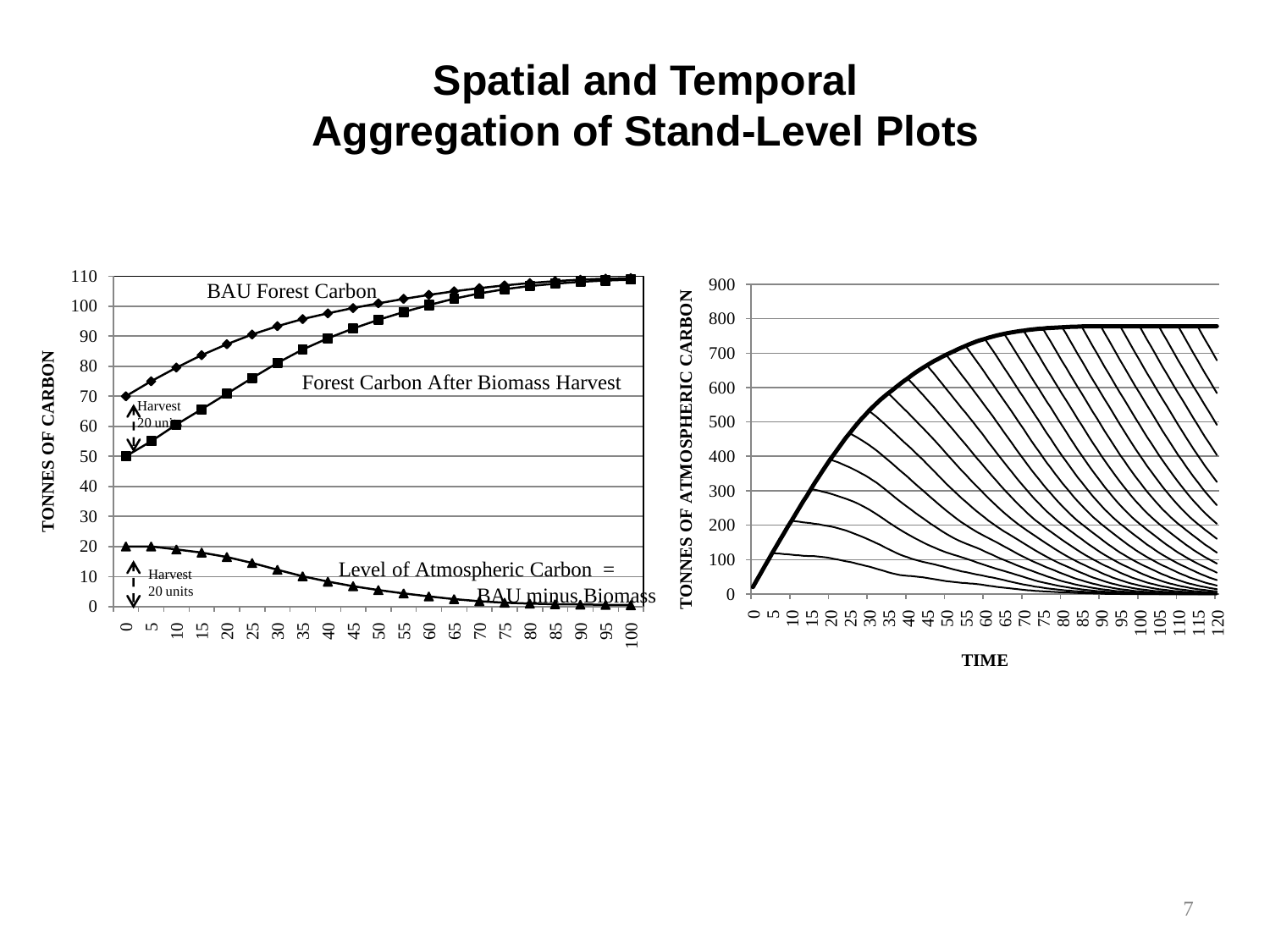# Spatial and Temporal Aggregation of Stand-Level Plots

BAU Forest Carbon

Forest Carbon After Biomass Harvest

Harvest 20 units

Level of Atmospheric Carbon = BAU minus Biomass

TONNES OF CARBON

TONNES OF ATMOSPHERIC CARBON

TIME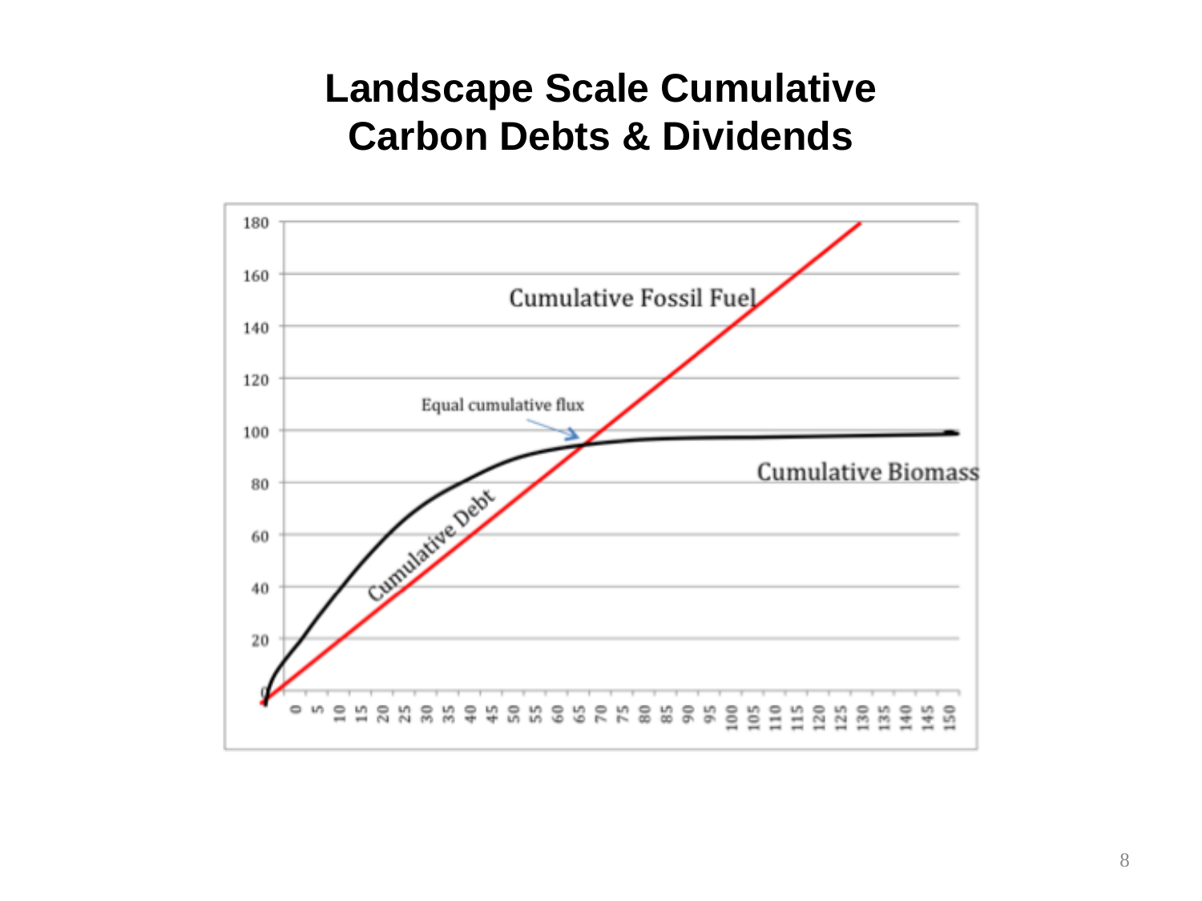# Landscape Scale Cumulative Carbon Debts & Dividends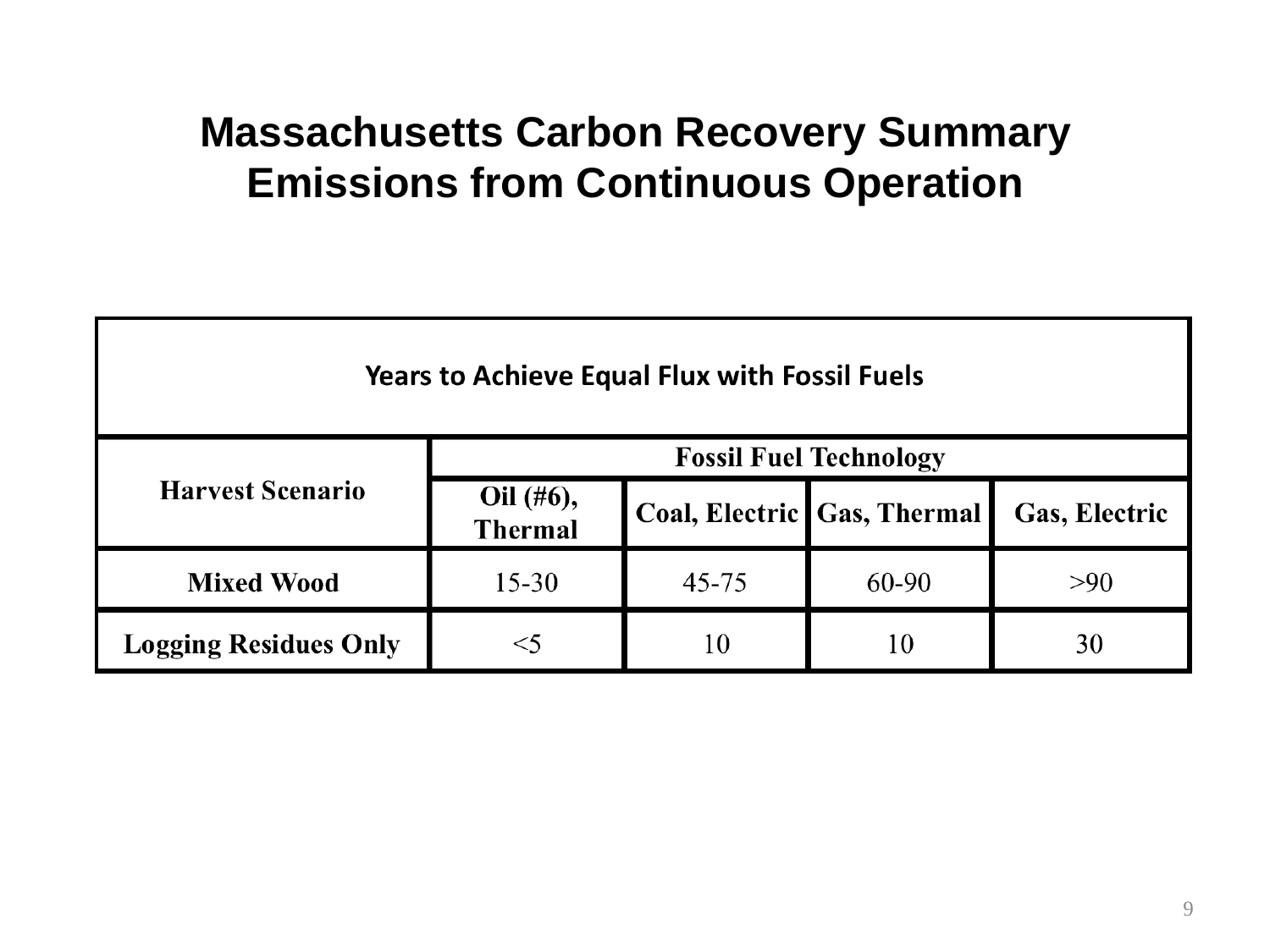# Massachusetts Carbon Recovery Summary
# Emissions from Continuous Operation

| Years to Achieve Equal Flux with Fossil Fuels | | | | |
|---|---|---|---|---|
| **Harvest Scenario** | **Fossil Fuel Technology** | | | |
| | **Oil (#6), Thermal** | **Coal, Electric** | **Gas, Thermal** | **Gas, Electric** |
| **Mixed Wood** | 15-30 | 45-75 | 60-90 | >90 |
| **Logging Residues Only** | <5 | 10 | 10 | 30 |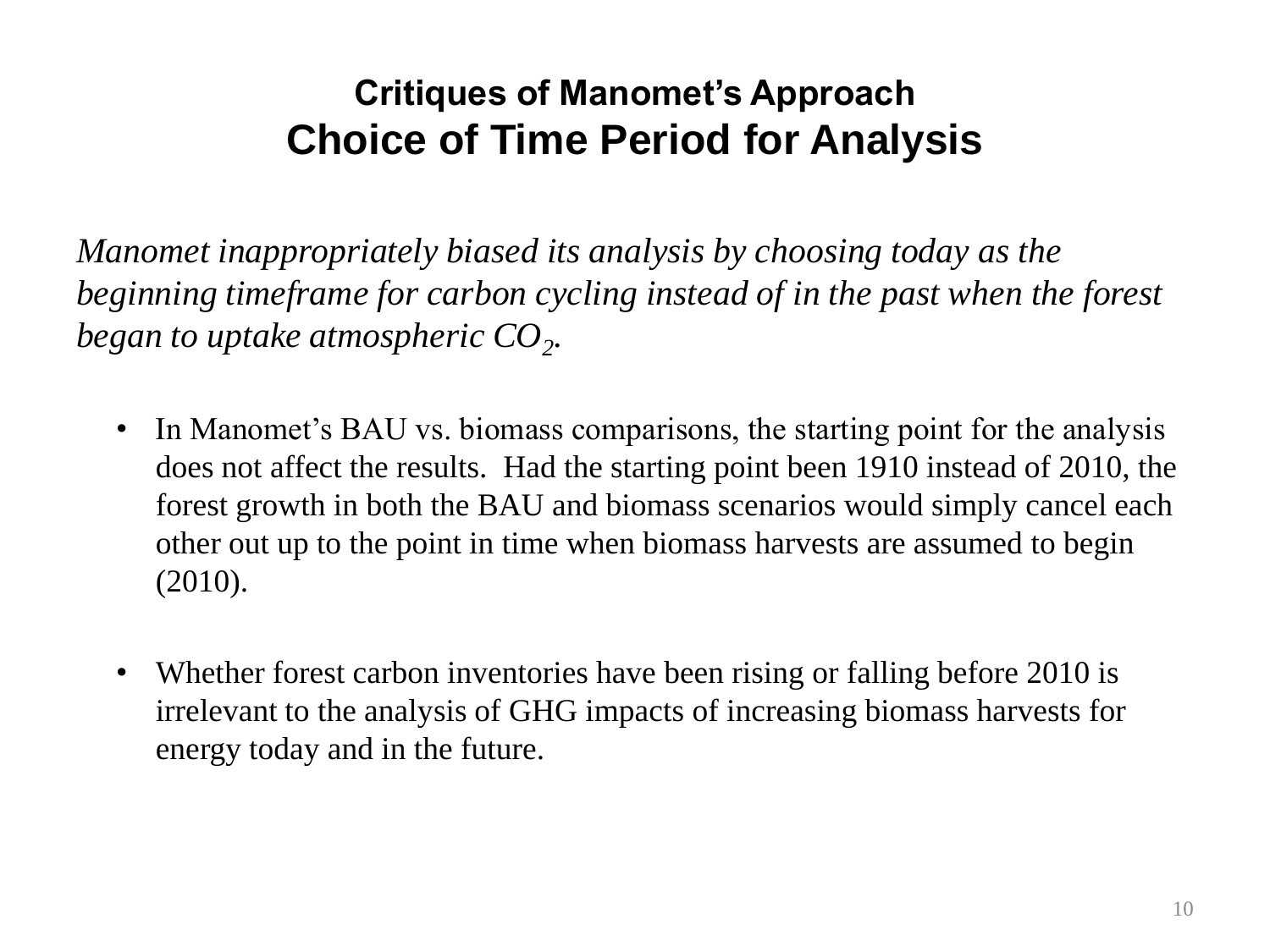## Critiques of Manomet's Approach

# Choice of Time Period for Analysis

*Manomet inappropriately biased its analysis by choosing today as the beginning timeframe for carbon cycling instead of in the past when the forest began to uptake atmospheric $CO_2$.*

- In Manomet's BAU vs. biomass comparisons, the starting point for the analysis does not affect the results. Had the starting point been 1910 instead of 2010, the forest growth in both the BAU and biomass scenarios would simply cancel each other out up to the point in time when biomass harvests are assumed to begin (2010).
- Whether forest carbon inventories have been rising or falling before 2010 is irrelevant to the analysis of GHG impacts of increasing biomass harvests for energy today and in the future.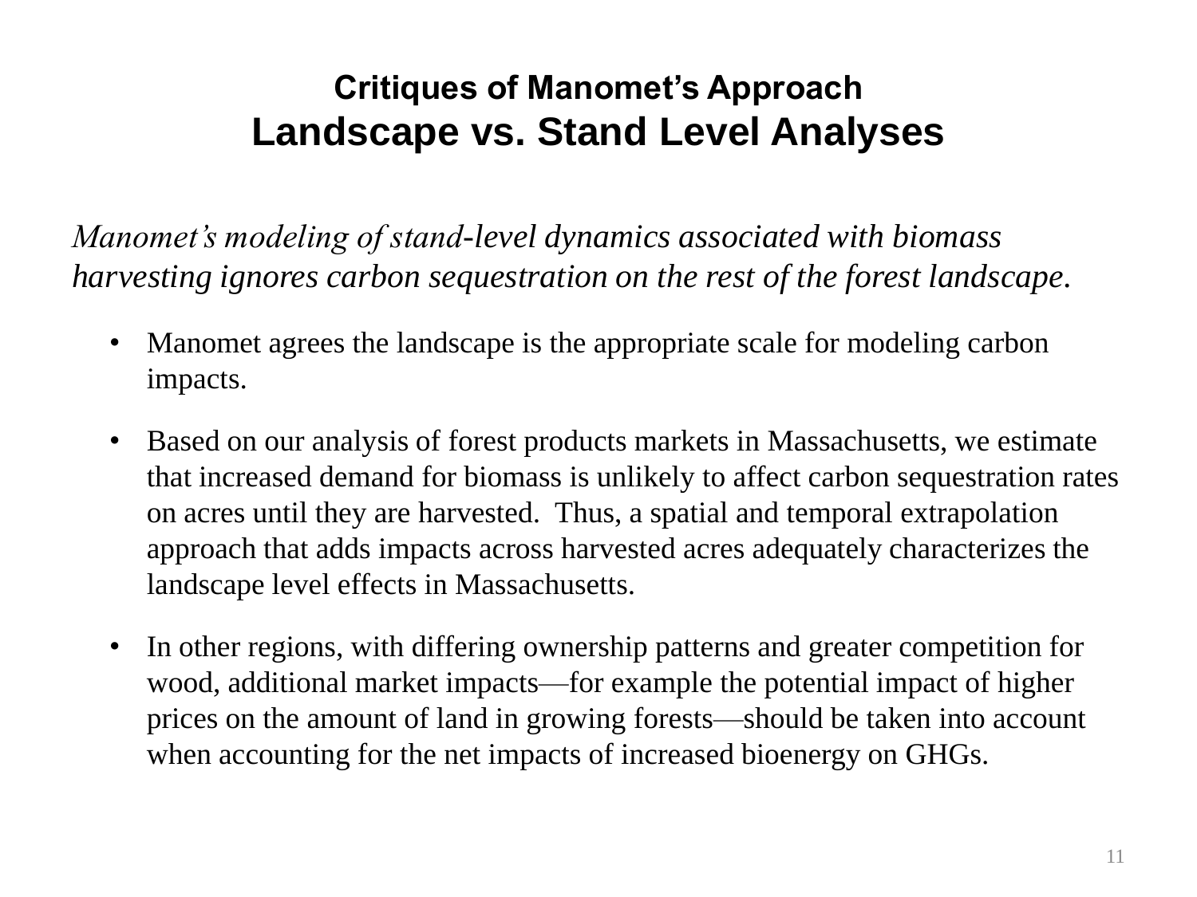## Critiques of Manomet's Approach

# Landscape vs. Stand Level Analyses

*Manomet's modeling of stand-level dynamics associated with biomass harvesting ignores carbon sequestration on the rest of the forest landscape.*

- Manomet agrees the landscape is the appropriate scale for modeling carbon impacts.
- Based on our analysis of forest products markets in Massachusetts, we estimate that increased demand for biomass is unlikely to affect carbon sequestration rates on acres until they are harvested. Thus, a spatial and temporal extrapolation approach that adds impacts across harvested acres adequately characterizes the landscape level effects in Massachusetts.
- In other regions, with differing ownership patterns and greater competition for wood, additional market impacts—for example the potential impact of higher prices on the amount of land in growing forests—should be taken into account when accounting for the net impacts of increased bioenergy on GHGs.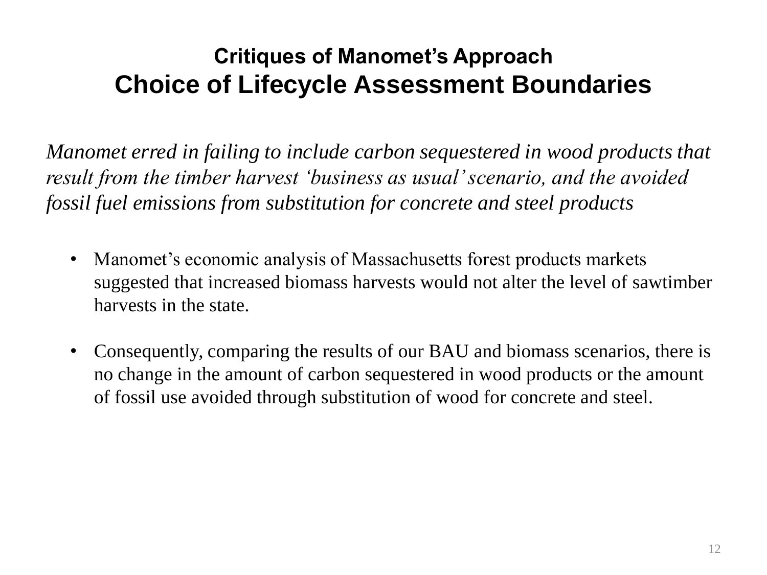## Critiques of Manomet's Approach

# Choice of Lifecycle Assessment Boundaries

*Manomet erred in failing to include carbon sequestered in wood products that result from the timber harvest 'business as usual' scenario, and the avoided fossil fuel emissions from substitution for concrete and steel products*

- Manomet's economic analysis of Massachusetts forest products markets suggested that increased biomass harvests would not alter the level of sawtimber harvests in the state.
- Consequently, comparing the results of our BAU and biomass scenarios, there is no change in the amount of carbon sequestered in wood products or the amount of fossil use avoided through substitution of wood for concrete and steel.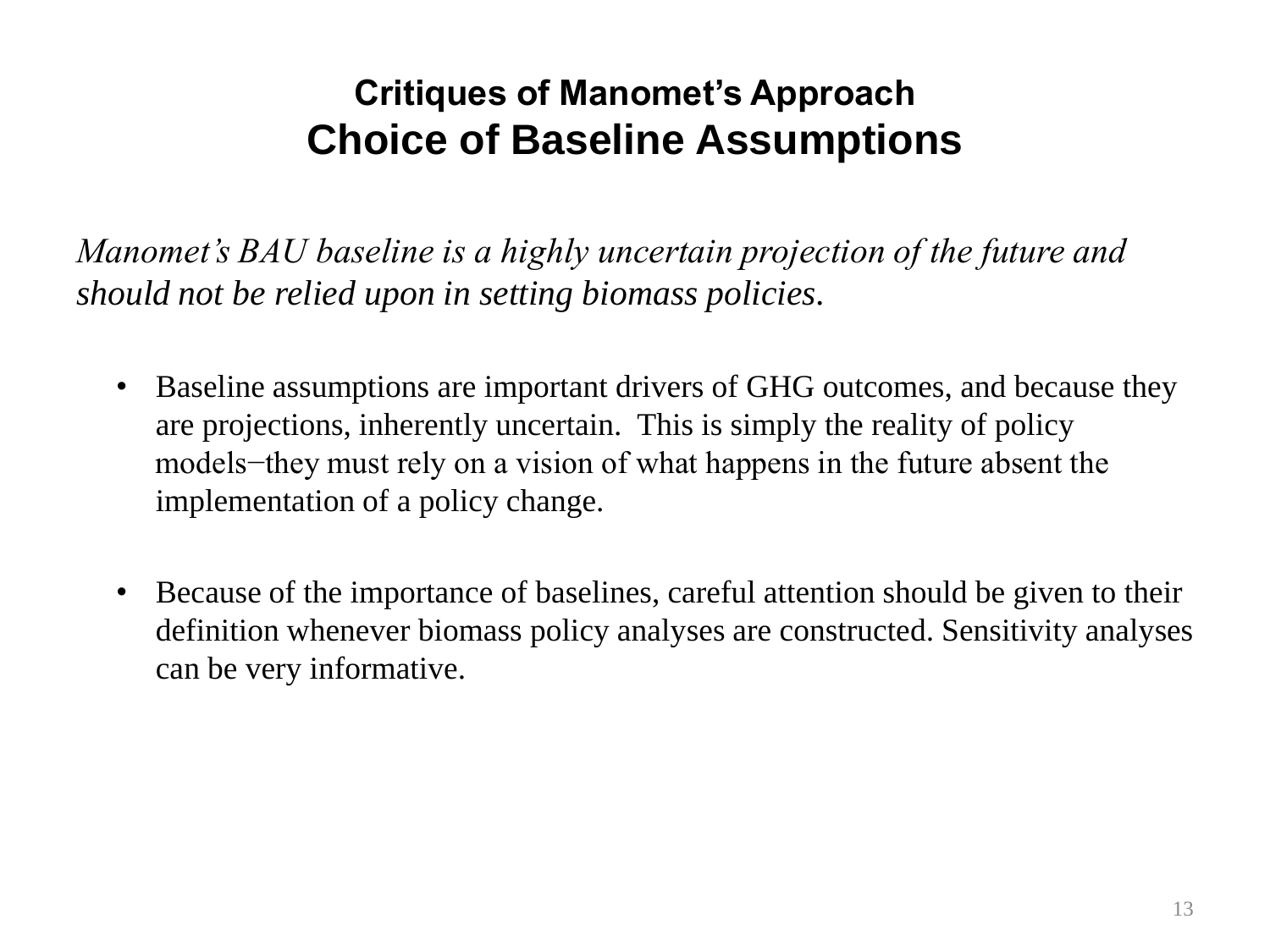# Critiques of Manomet's Approach
## Choice of Baseline Assumptions

*Manomet's BAU baseline is a highly uncertain projection of the future and should not be relied upon in setting biomass policies.*

- Baseline assumptions are important drivers of GHG outcomes, and because they are projections, inherently uncertain. This is simply the reality of policy models−they must rely on a vision of what happens in the future absent the implementation of a policy change.

- Because of the importance of baselines, careful attention should be given to their definition whenever biomass policy analyses are constructed. Sensitivity analyses can be very informative.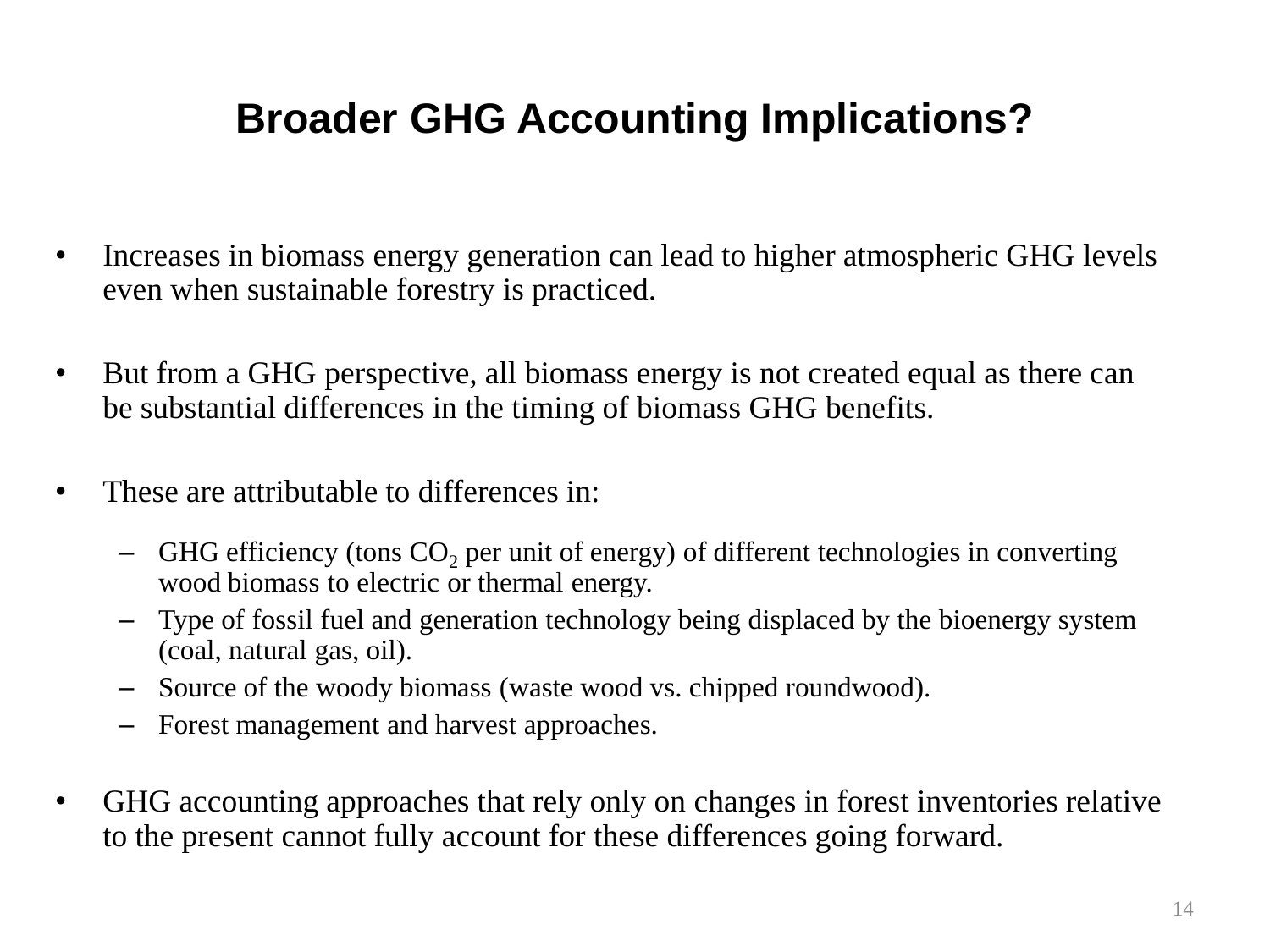# Broader GHG Accounting Implications?

- Increases in biomass energy generation can lead to higher atmospheric GHG levels even when sustainable forestry is practiced.
- But from a GHG perspective, all biomass energy is not created equal as there can be substantial differences in the timing of biomass GHG benefits.
- These are attributable to differences in:
  - GHG efficiency (tons $CO_2$ per unit of energy) of different technologies in converting wood biomass to electric or thermal energy.
  - Type of fossil fuel and generation technology being displaced by the bioenergy system (coal, natural gas, oil).
  - Source of the woody biomass (waste wood vs. chipped roundwood).
  - Forest management and harvest approaches.
- GHG accounting approaches that rely only on changes in forest inventories relative to the present cannot fully account for these differences going forward.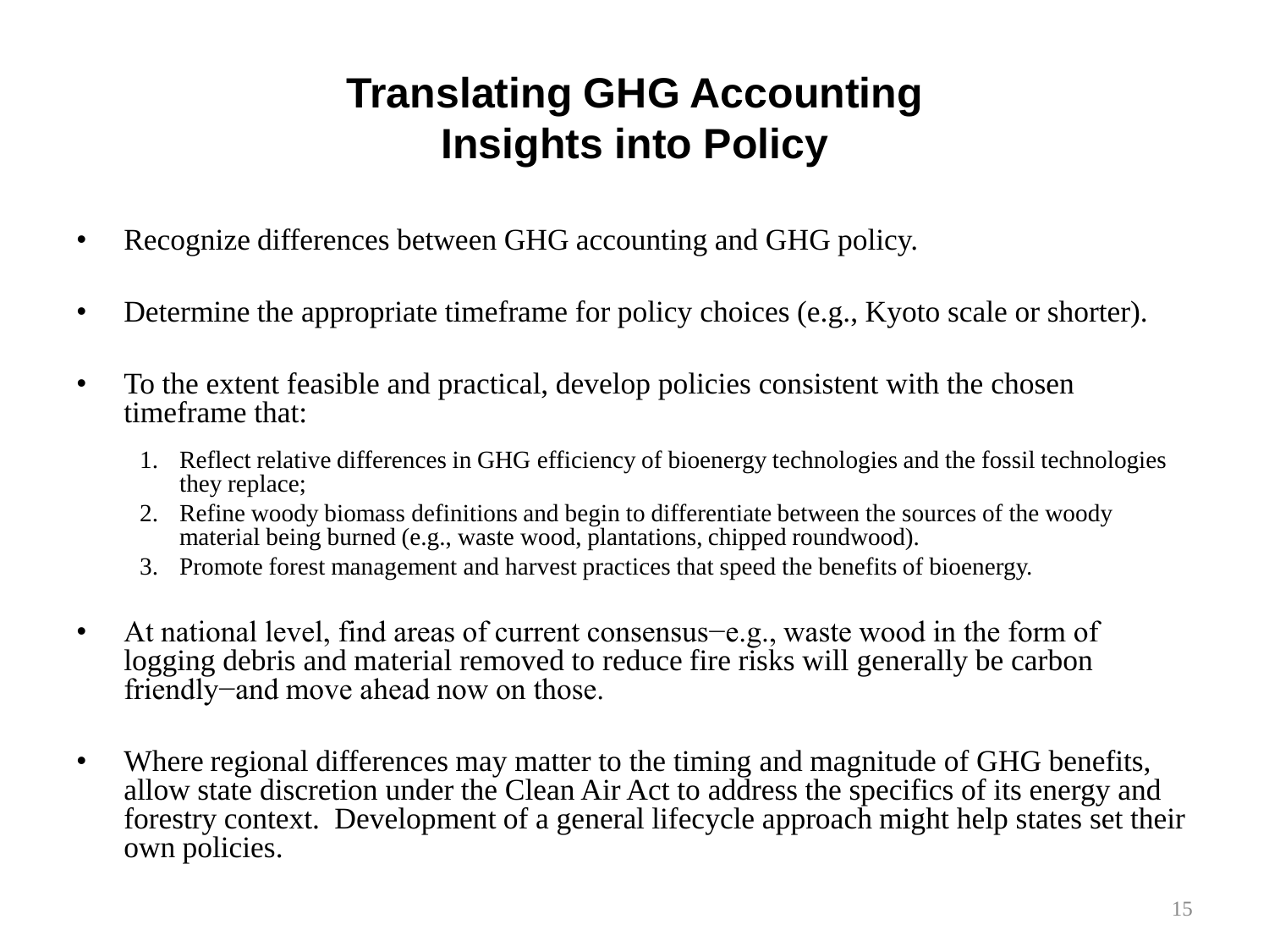# Translating GHG Accounting Insights into Policy

- Recognize differences between GHG accounting and GHG policy.
- Determine the appropriate timeframe for policy choices (e.g., Kyoto scale or shorter).
- To the extent feasible and practical, develop policies consistent with the chosen timeframe that:
  1. Reflect relative differences in GHG efficiency of bioenergy technologies and the fossil technologies they replace;
  2. Refine woody biomass definitions and begin to differentiate between the sources of the woody material being burned (e.g., waste wood, plantations, chipped roundwood).
  3. Promote forest management and harvest practices that speed the benefits of bioenergy.
- At national level, find areas of current consensus−e.g., waste wood in the form of logging debris and material removed to reduce fire risks will generally be carbon friendly−and move ahead now on those.
- Where regional differences may matter to the timing and magnitude of GHG benefits, allow state discretion under the Clean Air Act to address the specifics of its energy and forestry context. Development of a general lifecycle approach might help states set their own policies.